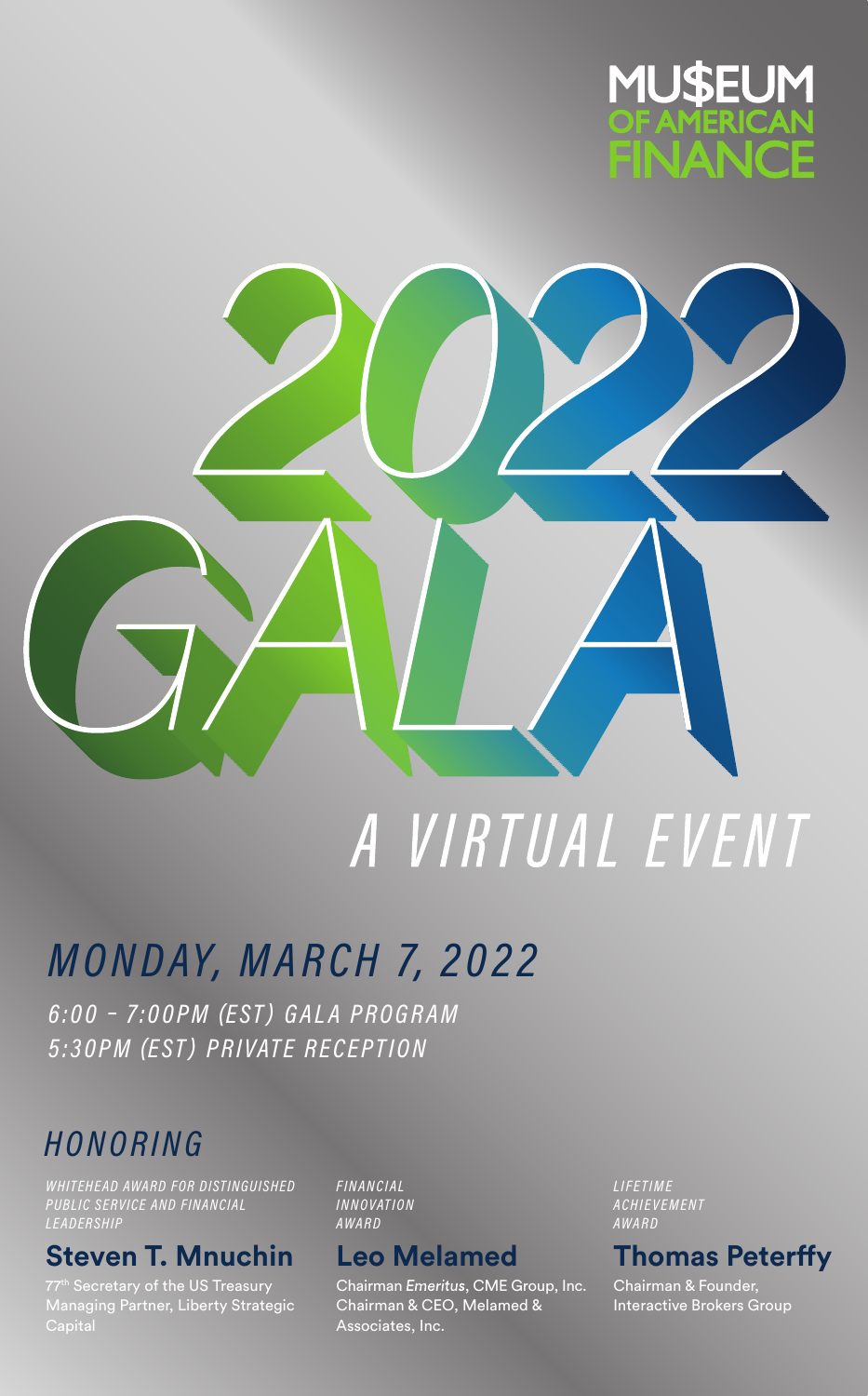MU$EUM OF AMERICAN FINANCE

# 2022 GALA

## A VIRTUAL EVENT

### *MONDAY, MARCH 7, 2022*

*6:00 – 7:00PM (EST) GALA PROGRAM*
*5:30PM (EST) PRIVATE RECEPTION*

## *HONORING*

*WHITEHEAD AWARD FOR DISTINGUISHED PUBLIC SERVICE AND FINANCIAL LEADERSHIP*

**Steven T. Mnuchin**

77th Secretary of the US Treasury
Managing Partner, Liberty Strategic Capital

*FINANCIAL INNOVATION AWARD*

**Leo Melamed**

Chairman *Emeritus*, CME Group, Inc.
Chairman & CEO, Melamed & Associates, Inc.

*LIFETIME ACHIEVEMENT AWARD*

**Thomas Peterffy**

Chairman & Founder,
Interactive Brokers Group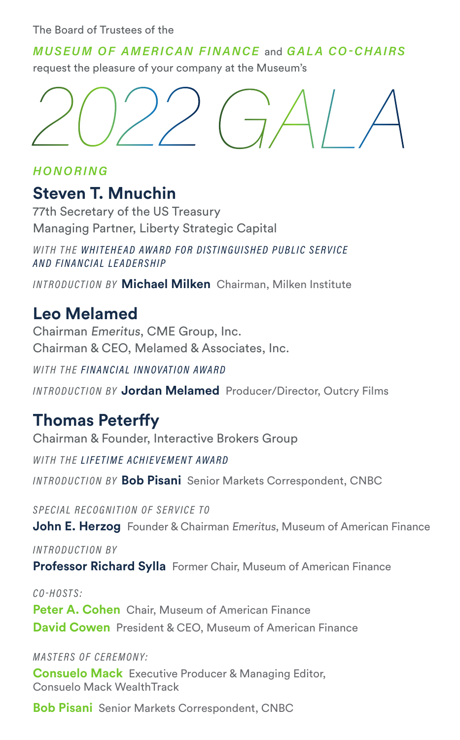The Board of Trustees of the

***MUSEUM OF AMERICAN FINANCE*** and ***GALA CO-CHAIRS***
request the pleasure of your company at the Museum's

# 2022 GALA

*HONORING*

## Steven T. Mnuchin

77th Secretary of the US Treasury
Managing Partner, Liberty Strategic Capital

*WITH THE WHITEHEAD AWARD FOR DISTINGUISHED PUBLIC SERVICE AND FINANCIAL LEADERSHIP*

*INTRODUCTION BY* **Michael Milken** Chairman, Milken Institute

## Leo Melamed

Chairman *Emeritus*, CME Group, Inc.
Chairman & CEO, Melamed & Associates, Inc.

*WITH THE FINANCIAL INNOVATION AWARD*

*INTRODUCTION BY* **Jordan Melamed** Producer/Director, Outcry Films

## Thomas Peterffy

Chairman & Founder, Interactive Brokers Group

*WITH THE LIFETIME ACHIEVEMENT AWARD*

*INTRODUCTION BY* **Bob Pisani** Senior Markets Correspondent, CNBC

*SPECIAL RECOGNITION OF SERVICE TO*

**John E. Herzog** Founder & Chairman *Emeritus*, Museum of American Finance

*INTRODUCTION BY*

**Professor Richard Sylla** Former Chair, Museum of American Finance

*CO-HOSTS:*

**Peter A. Cohen** Chair, Museum of American Finance

**David Cowen** President & CEO, Museum of American Finance

*MASTERS OF CEREMONY:*

**Consuelo Mack** Executive Producer & Managing Editor, Consuelo Mack WealthTrack

**Bob Pisani** Senior Markets Correspondent, CNBC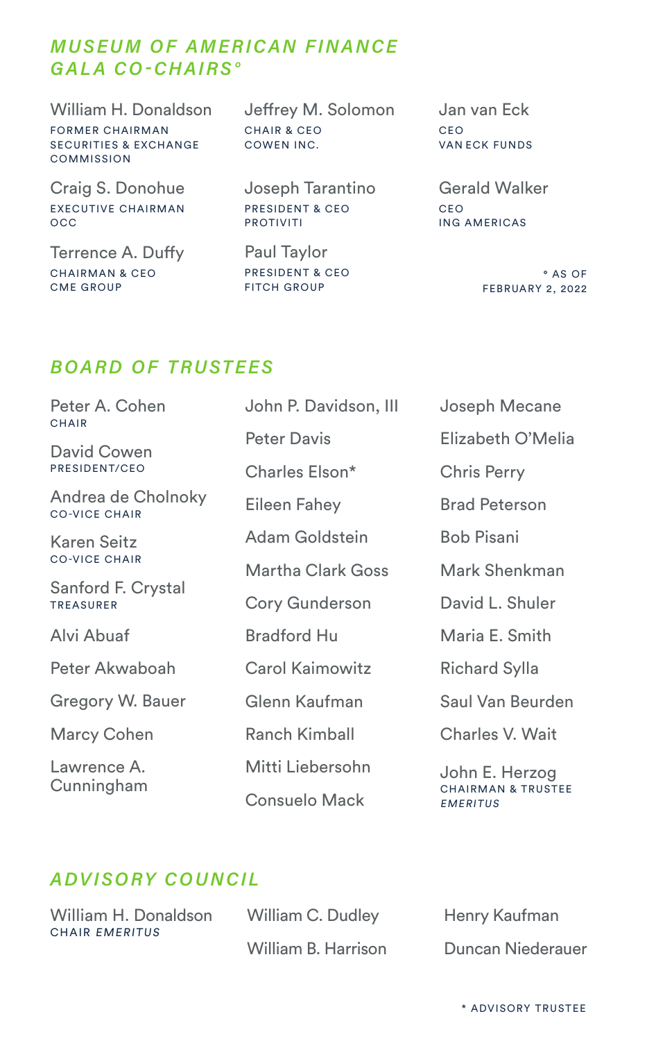## *MUSEUM OF AMERICAN FINANCE GALA CO-CHAIRS°*

William H. Donaldson
FORMER CHAIRMAN
SECURITIES & EXCHANGE COMMISSION

Craig S. Donohue
EXECUTIVE CHAIRMAN
OCC

Terrence A. Duffy
CHAIRMAN & CEO
CME GROUP

Jeffrey M. Solomon
CHAIR & CEO
COWEN INC.

Joseph Tarantino
PRESIDENT & CEO
PROTIVITI

Paul Taylor
PRESIDENT & CEO
FITCH GROUP

Jan van Eck
CEO
VAN ECK FUNDS

Gerald Walker
CEO
ING AMERICAS

° AS OF FEBRUARY 2, 2022

## *BOARD OF TRUSTEES*

Peter A. Cohen
CHAIR

David Cowen
PRESIDENT/CEO

Andrea de Cholnoky
CO-VICE CHAIR

Karen Seitz
CO-VICE CHAIR

Sanford F. Crystal
TREASURER

Alvi Abuaf

Peter Akwaboah

Gregory W. Bauer

Marcy Cohen

Lawrence A. Cunningham

John P. Davidson, III

Peter Davis

Charles Elson*

Eileen Fahey

Adam Goldstein

Martha Clark Goss

Cory Gunderson

Bradford Hu

Carol Kaimowitz

Glenn Kaufman

Ranch Kimball

Mitti Liebersohn

Consuelo Mack

Joseph Mecane

Elizabeth O'Melia

Chris Perry

Brad Peterson

Bob Pisani

Mark Shenkman

David L. Shuler

Maria E. Smith

Richard Sylla

Saul Van Beurden

Charles V. Wait

John E. Herzog
CHAIRMAN & TRUSTEE *EMERITUS*

## *ADVISORY COUNCIL*

William H. Donaldson
CHAIR *EMERITUS*

William C. Dudley

William B. Harrison

Henry Kaufman

Duncan Niederauer

* ADVISORY TRUSTEE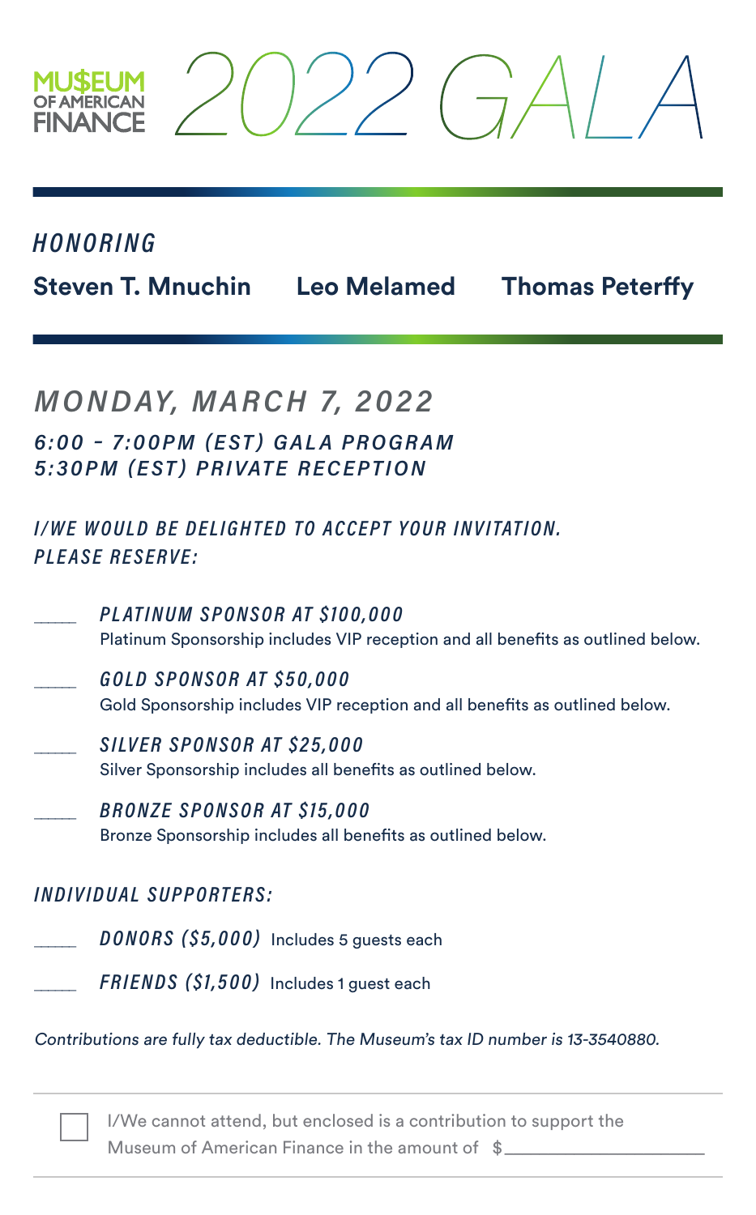MUSEUM OF AMERICAN FINANCE

# 2022 GALA

*HONORING*

**Steven T. Mnuchin** **Leo Melamed** **Thomas Peterffy**

## *MONDAY, MARCH 7, 2022*

*6:00 - 7:00PM (EST) GALA PROGRAM*
*5:30PM (EST) PRIVATE RECEPTION*

*I/WE WOULD BE DELIGHTED TO ACCEPT YOUR INVITATION.*
*PLEASE RESERVE:*

\_\_\_\_ *PLATINUM SPONSOR AT $100,000*
Platinum Sponsorship includes VIP reception and all benefits as outlined below.

\_\_\_\_ *GOLD SPONSOR AT $50,000*
Gold Sponsorship includes VIP reception and all benefits as outlined below.

\_\_\_\_ *SILVER SPONSOR AT $25,000*
Silver Sponsorship includes all benefits as outlined below.

\_\_\_\_ *BRONZE SPONSOR AT $15,000*
Bronze Sponsorship includes all benefits as outlined below.

*INDIVIDUAL SUPPORTERS:*

\_\_\_\_ *DONORS ($5,000)* Includes 5 guests each

\_\_\_\_ *FRIENDS ($1,500)* Includes 1 guest each

*Contributions are fully tax deductible. The Museum's tax ID number is 13-3540880.*

---

☐ I/We cannot attend, but enclosed is a contribution to support the Museum of American Finance in the amount of $\_\_\_\_\_\_\_\_\_\_\_\_\_\_\_\_\_\_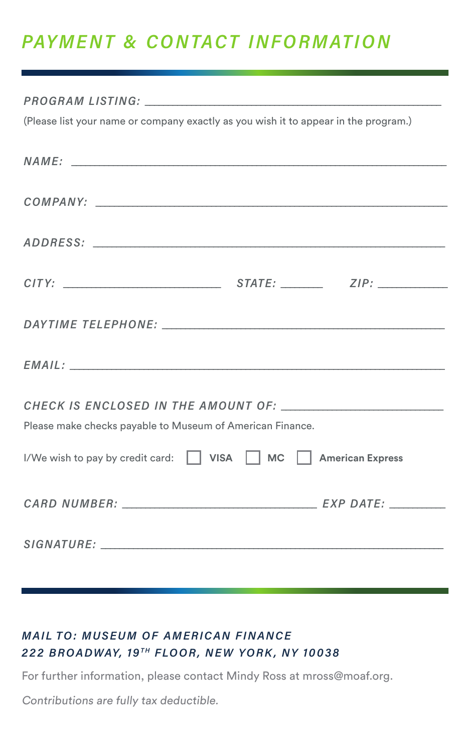# *PAYMENT & CONTACT INFORMATION*

*PROGRAM LISTING:* ______________________________________________

(Please list your name or company exactly as you wish it to appear in the program.)

*NAME:* ______________________________________________

*COMPANY:* ______________________________________________

*ADDRESS:* ______________________________________________

*CITY:* ________________________ *STATE:* _______ *ZIP:* ___________

*DAYTIME TELEPHONE:* ______________________________________________

*EMAIL:* ______________________________________________

*CHECK IS ENCLOSED IN THE AMOUNT OF:* ________________________

Please make checks payable to Museum of American Finance.

I/We wish to pay by credit card: ☐ **VISA** ☐ **MC** ☐ **American Express**

*CARD NUMBER:* ______________________________ *EXP DATE:* _________

*SIGNATURE:* ______________________________________________

***MAIL TO: MUSEUM OF AMERICAN FINANCE***
***222 BROADWAY, 19TH FLOOR, NEW YORK, NY 10038***

For further information, please contact Mindy Ross at mross@moaf.org.

*Contributions are fully tax deductible.*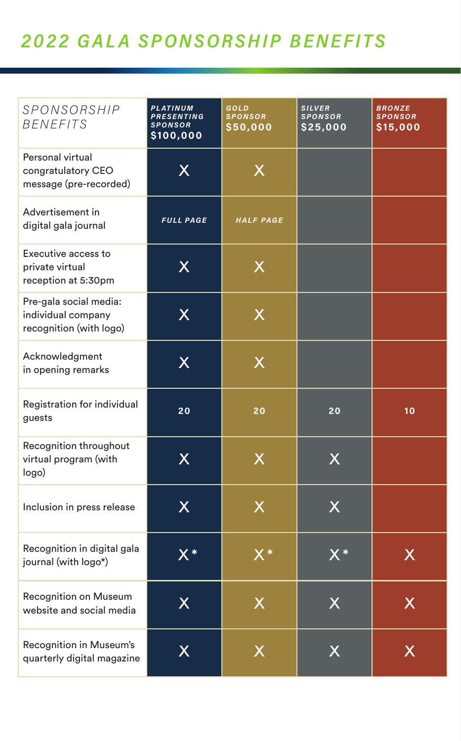# 2022 GALA SPONSORSHIP BENEFITS

| SPONSORSHIP BENEFITS | PLATINUM PRESENTING SPONSOR $100,000 | GOLD SPONSOR $50,000 | SILVER SPONSOR $25,000 | BRONZE SPONSOR $15,000 |
|---|---|---|---|---|
| Personal virtual congratulatory CEO message (pre-recorded) | X | X | | |
| Advertisement in digital gala journal | FULL PAGE | HALF PAGE | | |
| Executive access to private virtual reception at 5:30pm | X | X | | |
| Pre-gala social media: individual company recognition (with logo) | X | X | | |
| Acknowledgment in opening remarks | X | X | | |
| Registration for individual guests | 20 | 20 | 20 | 10 |
| Recognition throughout virtual program (with logo) | X | X | X | |
| Inclusion in press release | X | X | X | |
| Recognition in digital gala journal (with logo*) | X* | X* | X* | X |
| Recognition on Museum website and social media | X | X | X | X |
| Recognition in Museum's quarterly digital magazine | X | X | X | X |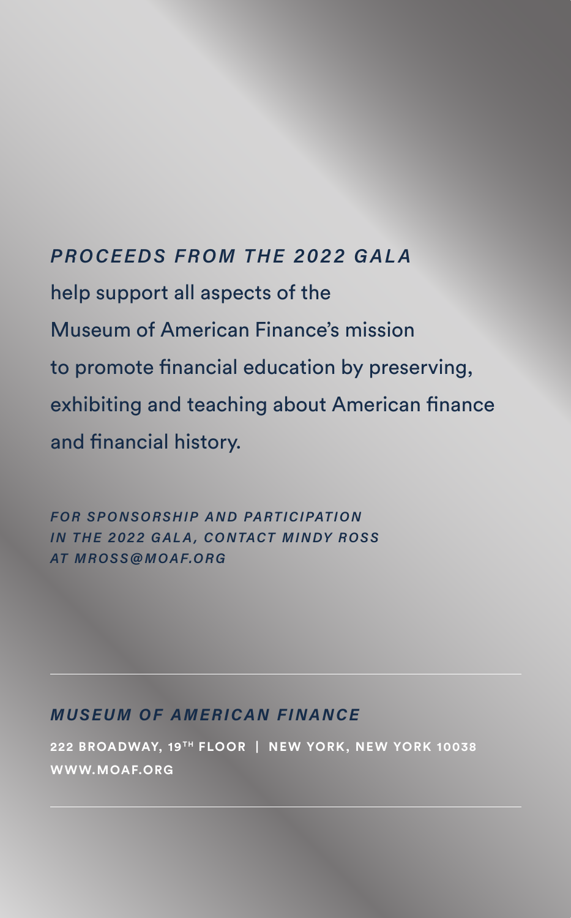***PROCEEDS FROM THE 2022 GALA***

help support all aspects of the Museum of American Finance's mission to promote financial education by preserving, exhibiting and teaching about American finance and financial history.

***FOR SPONSORSHIP AND PARTICIPATION IN THE 2022 GALA, CONTACT MINDY ROSS AT MROSS@MOAF.ORG***

---

***MUSEUM OF AMERICAN FINANCE***

**222 BROADWAY, 19TH FLOOR | NEW YORK, NEW YORK 10038**

**WWW.MOAF.ORG**

---